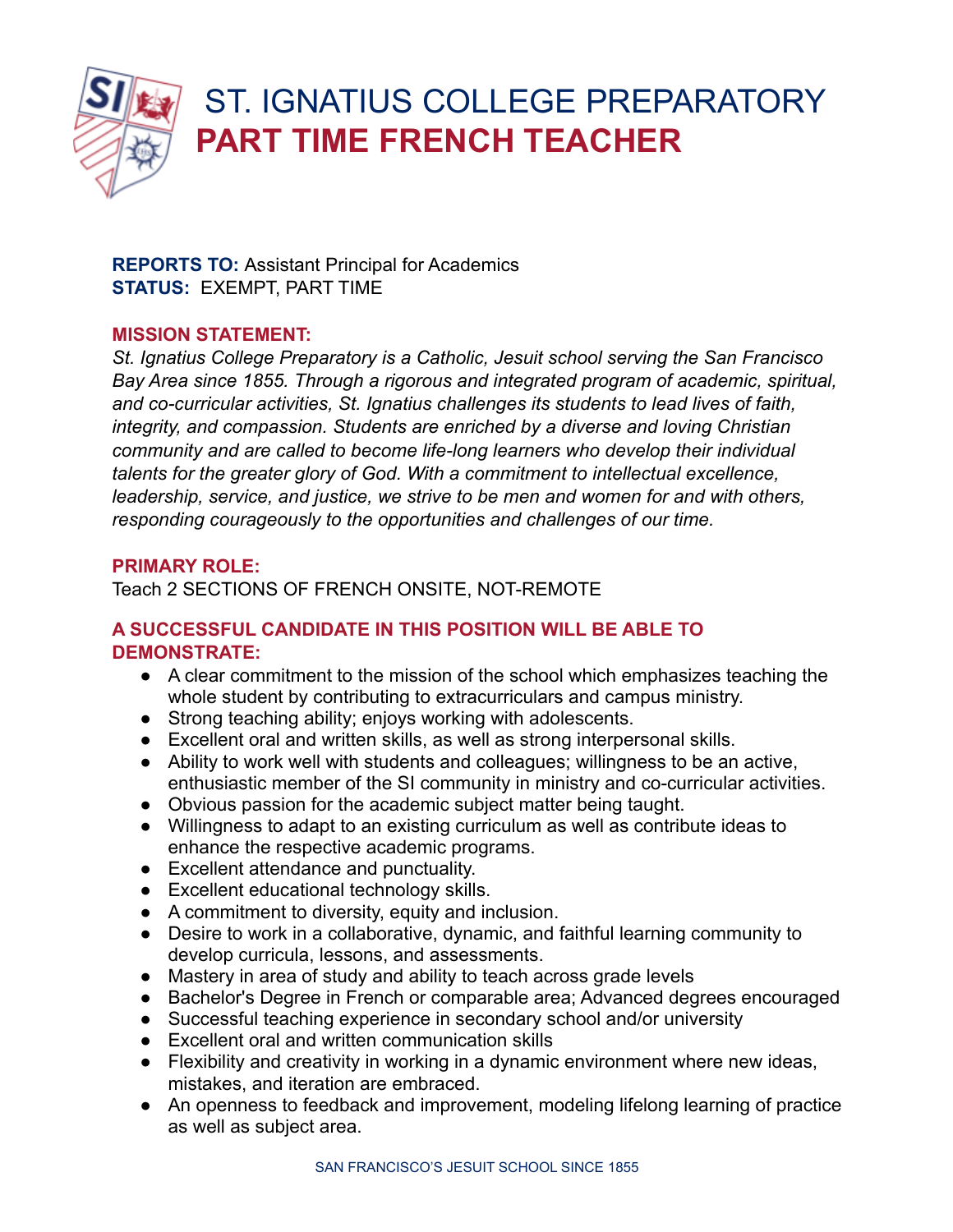# ST. IGNATIUS COLLEGE PREPARATORY
# PART TIME FRENCH TEACHER

**REPORTS TO:** Assistant Principal for Academics
**STATUS:** EXEMPT, PART TIME

**MISSION STATEMENT:**

*St. Ignatius College Preparatory is a Catholic, Jesuit school serving the San Francisco Bay Area since 1855. Through a rigorous and integrated program of academic, spiritual, and co-curricular activities, St. Ignatius challenges its students to lead lives of faith, integrity, and compassion. Students are enriched by a diverse and loving Christian community and are called to become life-long learners who develop their individual talents for the greater glory of God. With a commitment to intellectual excellence, leadership, service, and justice, we strive to be men and women for and with others, responding courageously to the opportunities and challenges of our time.*

**PRIMARY ROLE:**

Teach 2 SECTIONS OF FRENCH ONSITE, NOT-REMOTE

**A SUCCESSFUL CANDIDATE IN THIS POSITION WILL BE ABLE TO DEMONSTRATE:**

- A clear commitment to the mission of the school which emphasizes teaching the whole student by contributing to extracurriculars and campus ministry.
- Strong teaching ability; enjoys working with adolescents.
- Excellent oral and written skills, as well as strong interpersonal skills.
- Ability to work well with students and colleagues; willingness to be an active, enthusiastic member of the SI community in ministry and co-curricular activities.
- Obvious passion for the academic subject matter being taught.
- Willingness to adapt to an existing curriculum as well as contribute ideas to enhance the respective academic programs.
- Excellent attendance and punctuality.
- Excellent educational technology skills.
- A commitment to diversity, equity and inclusion.
- Desire to work in a collaborative, dynamic, and faithful learning community to develop curricula, lessons, and assessments.
- Mastery in area of study and ability to teach across grade levels
- Bachelor's Degree in French or comparable area; Advanced degrees encouraged
- Successful teaching experience in secondary school and/or university
- Excellent oral and written communication skills
- Flexibility and creativity in working in a dynamic environment where new ideas, mistakes, and iteration are embraced.
- An openness to feedback and improvement, modeling lifelong learning of practice as well as subject area.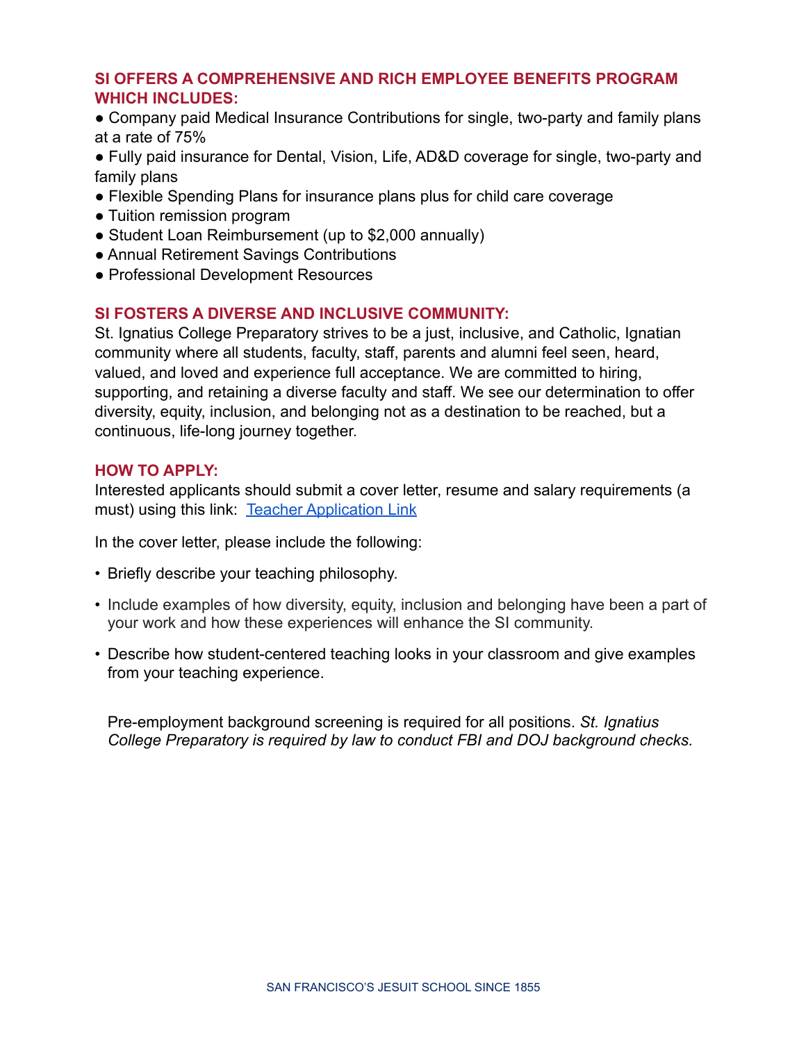## SI OFFERS A COMPREHENSIVE AND RICH EMPLOYEE BENEFITS PROGRAM WHICH INCLUDES:

- Company paid Medical Insurance Contributions for single, two-party and family plans at a rate of 75%
- Fully paid insurance for Dental, Vision, Life, AD&D coverage for single, two-party and family plans
- Flexible Spending Plans for insurance plans plus for child care coverage
- Tuition remission program
- Student Loan Reimbursement (up to $2,000 annually)
- Annual Retirement Savings Contributions
- Professional Development Resources

## SI FOSTERS A DIVERSE AND INCLUSIVE COMMUNITY:

St. Ignatius College Preparatory strives to be a just, inclusive, and Catholic, Ignatian community where all students, faculty, staff, parents and alumni feel seen, heard, valued, and loved and experience full acceptance. We are committed to hiring, supporting, and retaining a diverse faculty and staff. We see our determination to offer diversity, equity, inclusion, and belonging not as a destination to be reached, but a continuous, life-long journey together.

## HOW TO APPLY:

Interested applicants should submit a cover letter, resume and salary requirements (a must) using this link: [Teacher Application Link]

In the cover letter, please include the following:

- Briefly describe your teaching philosophy.
- Include examples of how diversity, equity, inclusion and belonging have been a part of your work and how these experiences will enhance the SI community.
- Describe how student-centered teaching looks in your classroom and give examples from your teaching experience.

Pre-employment background screening is required for all positions. *St. Ignatius College Preparatory is required by law to conduct FBI and DOJ background checks.*